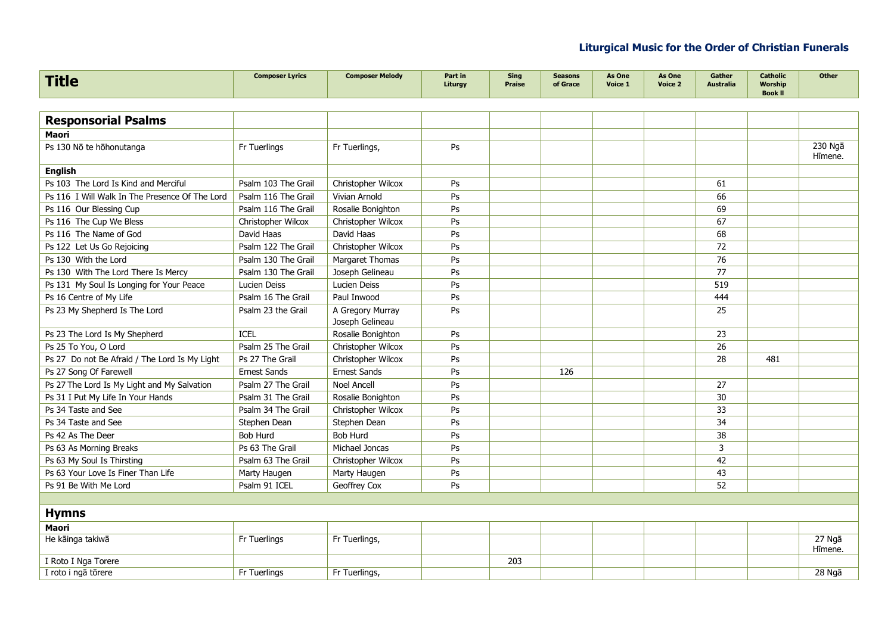# Liturgical Music for the Order of Christian Funerals

| Title | Composer Lyrics | Composer Melody | Part in Liturgy | Sing Praise | Seasons of Grace | As One Voice 1 | As One Voice 2 | Gather Australia | Catholic Worship Book II | Other |
|---|---|---|---|---|---|---|---|---|---|---|
| **Responsorial Psalms** | | | | | | | | | | |
| **Maori** | | | | | | | | | | |
| Ps 130 Nō te hōhonutanga | Fr Tuerlings | Fr Tuerlings, | Ps | | | | | | | 230 Ngā Hīmene. |
| **English** | | | | | | | | | | |
| Ps 103 The Lord Is Kind and Merciful | Psalm 103 The Grail | Christopher Wilcox | Ps | | | | | 61 | | |
| Ps 116 I Will Walk In The Presence Of The Lord | Psalm 116 The Grail | Vivian Arnold | Ps | | | | | 66 | | |
| Ps 116 Our Blessing Cup | Psalm 116 The Grail | Rosalie Bonighton | Ps | | | | | 69 | | |
| Ps 116 The Cup We Bless | Christopher Wilcox | Christopher Wilcox | Ps | | | | | 67 | | |
| Ps 116 The Name of God | David Haas | David Haas | Ps | | | | | 68 | | |
| Ps 122 Let Us Go Rejoicing | Psalm 122 The Grail | Christopher Wilcox | Ps | | | | | 72 | | |
| Ps 130 With the Lord | Psalm 130 The Grail | Margaret Thomas | Ps | | | | | 76 | | |
| Ps 130 With The Lord There Is Mercy | Psalm 130 The Grail | Joseph Gelineau | Ps | | | | | 77 | | |
| Ps 131 My Soul Is Longing for Your Peace | Lucien Deiss | Lucien Deiss | Ps | | | | | 519 | | |
| Ps 16 Centre of My Life | Psalm 16 The Grail | Paul Inwood | Ps | | | | | 444 | | |
| Ps 23 My Shepherd Is The Lord | Psalm 23 the Grail | A Gregory Murray Joseph Gelineau | Ps | | | | | 25 | | |
| Ps 23 The Lord Is My Shepherd | ICEL | Rosalie Bonighton | Ps | | | | | 23 | | |
| Ps 25 To You, O Lord | Psalm 25 The Grail | Christopher Wilcox | Ps | | | | | 26 | | |
| Ps 27 Do not Be Afraid / The Lord Is My Light | Ps 27 The Grail | Christopher Wilcox | Ps | | | | | 28 | 481 | |
| Ps 27 Song Of Farewell | Ernest Sands | Ernest Sands | Ps | | 126 | | | | | |
| Ps 27 The Lord Is My Light and My Salvation | Psalm 27 The Grail | Noel Ancell | Ps | | | | | 27 | | |
| Ps 31 I Put My Life In Your Hands | Psalm 31 The Grail | Rosalie Bonighton | Ps | | | | | 30 | | |
| Ps 34 Taste and See | Psalm 34 The Grail | Christopher Wilcox | Ps | | | | | 33 | | |
| Ps 34 Taste and See | Stephen Dean | Stephen Dean | Ps | | | | | 34 | | |
| Ps 42 As The Deer | Bob Hurd | Bob Hurd | Ps | | | | | 38 | | |
| Ps 63 As Morning Breaks | Ps 63 The Grail | Michael Joncas | Ps | | | | | 3 | | |
| Ps 63 My Soul Is Thirsting | Psalm 63 The Grail | Christopher Wilcox | Ps | | | | | 42 | | |
| Ps 63 Your Love Is Finer Than Life | Marty Haugen | Marty Haugen | Ps | | | | | 43 | | |
| Ps 91 Be With Me Lord | Psalm 91 ICEL | Geoffrey Cox | Ps | | | | | 52 | | |
| | | | | | | | | | | |
| **Hymns** | | | | | | | | | | |
| **Maori** | | | | | | | | | | |
| He kāinga takiwā | Fr Tuerlings | Fr Tuerlings, | | | | | | | | 27 Ngā Hīmene. |
| I Roto I Nga Torere | | | | 203 | | | | | | |
| I roto i ngā tōrere | Fr Tuerlings | Fr Tuerlings, | | | | | | | | 28 Ngā |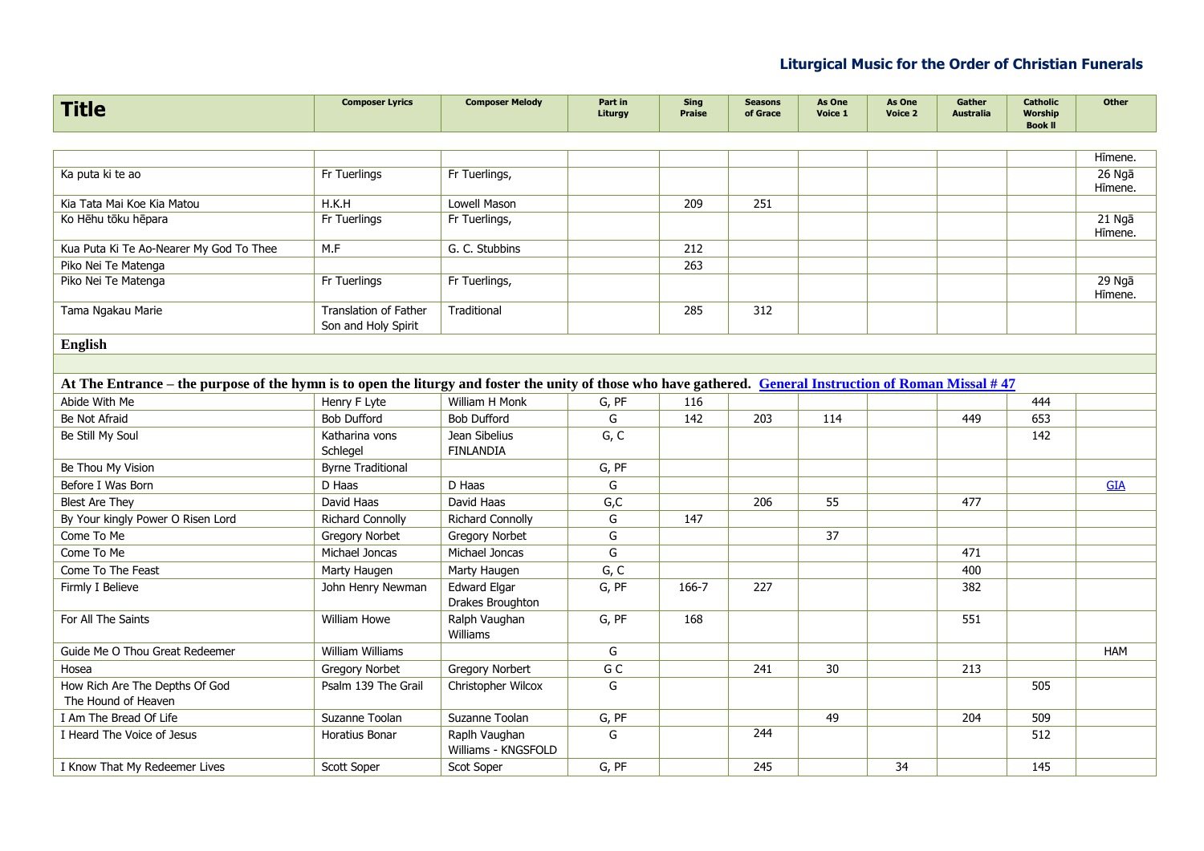## Liturgical Music for the Order of Christian Funerals

| Title | Composer Lyrics | Composer Melody | Part in Liturgy | Sing Praise | Seasons of Grace | As One Voice 1 | As One Voice 2 | Gather Australia | Catholic Worship Book II | Other |
|---|---|---|---|---|---|---|---|---|---|---|
| | | | | | | | | | | Hīmene. |
| Ka puta ki te ao | Fr Tuerlings | Fr Tuerlings, | | | | | | | | 26 Ngā Hīmene. |
| Kia Tata Mai Koe Kia Matou | H.K.H | Lowell Mason | | 209 | 251 | | | | | |
| Ko Hēhu tōku hēpara | Fr Tuerlings | Fr Tuerlings, | | | | | | | | 21 Ngā Hīmene. |
| Kua Puta Ki Te Ao-Nearer My God To Thee | M.F | G. C. Stubbins | | 212 | | | | | | |
| Piko Nei Te Matenga | | | | 263 | | | | | | |
| Piko Nei Te Matenga | Fr Tuerlings | Fr Tuerlings, | | | | | | | | 29 Ngā Hīmene. |
| Tama Ngakau Marie | Translation of Father Son and Holy Spirit | Traditional | | 285 | 312 | | | | | |
| **English** | | | | | | | | | | |
| | | | | | | | | | | |
| **At The Entrance – the purpose of the hymn is to open the liturgy and foster the unity of those who have gathered. General Instruction of Roman Missal # 47** | | | | | | | | | | |
| Abide With Me | Henry F Lyte | William H Monk | G, PF | 116 | | | | | 444 | |
| Be Not Afraid | Bob Dufford | Bob Dufford | G | 142 | 203 | 114 | | 449 | 653 | |
| Be Still My Soul | Katharina vons Schlegel | Jean Sibelius FINLANDIA | G, C | | | | | | 142 | |
| Be Thou My Vision | Byrne Traditional | | G, PF | | | | | | | |
| Before I Was Born | D Haas | D Haas | G | | | | | | | GIA |
| Blest Are They | David Haas | David Haas | G,C | | 206 | 55 | | 477 | | |
| By Your kingly Power O Risen Lord | Richard Connolly | Richard Connolly | G | 147 | | | | | | |
| Come To Me | Gregory Norbet | Gregory Norbet | G | | | 37 | | | | |
| Come To Me | Michael Joncas | Michael Joncas | G | | | | | 471 | | |
| Come To The Feast | Marty Haugen | Marty Haugen | G, C | | | | | 400 | | |
| Firmly I Believe | John Henry Newman | Edward Elgar Drakes Broughton | G, PF | 166-7 | 227 | | | 382 | | |
| For All The Saints | William Howe | Ralph Vaughan Williams | G, PF | 168 | | | | 551 | | |
| Guide Me O Thou Great Redeemer | William Williams | | G | | | | | | | HAM |
| Hosea | Gregory Norbet | Gregory Norbert | G C | | 241 | 30 | | 213 | | |
| How Rich Are The Depths Of God The Hound of Heaven | Psalm 139 The Grail | Christopher Wilcox | G | | | | | | 505 | |
| I Am The Bread Of Life | Suzanne Toolan | Suzanne Toolan | G, PF | | | 49 | | 204 | 509 | |
| I Heard The Voice of Jesus | Horatius Bonar | Raplh Vaughan Williams - KNGSFOLD | G | | 244 | | | | 512 | |
| I Know That My Redeemer Lives | Scott Soper | Scot Soper | G, PF | | 245 | | 34 | | 145 | |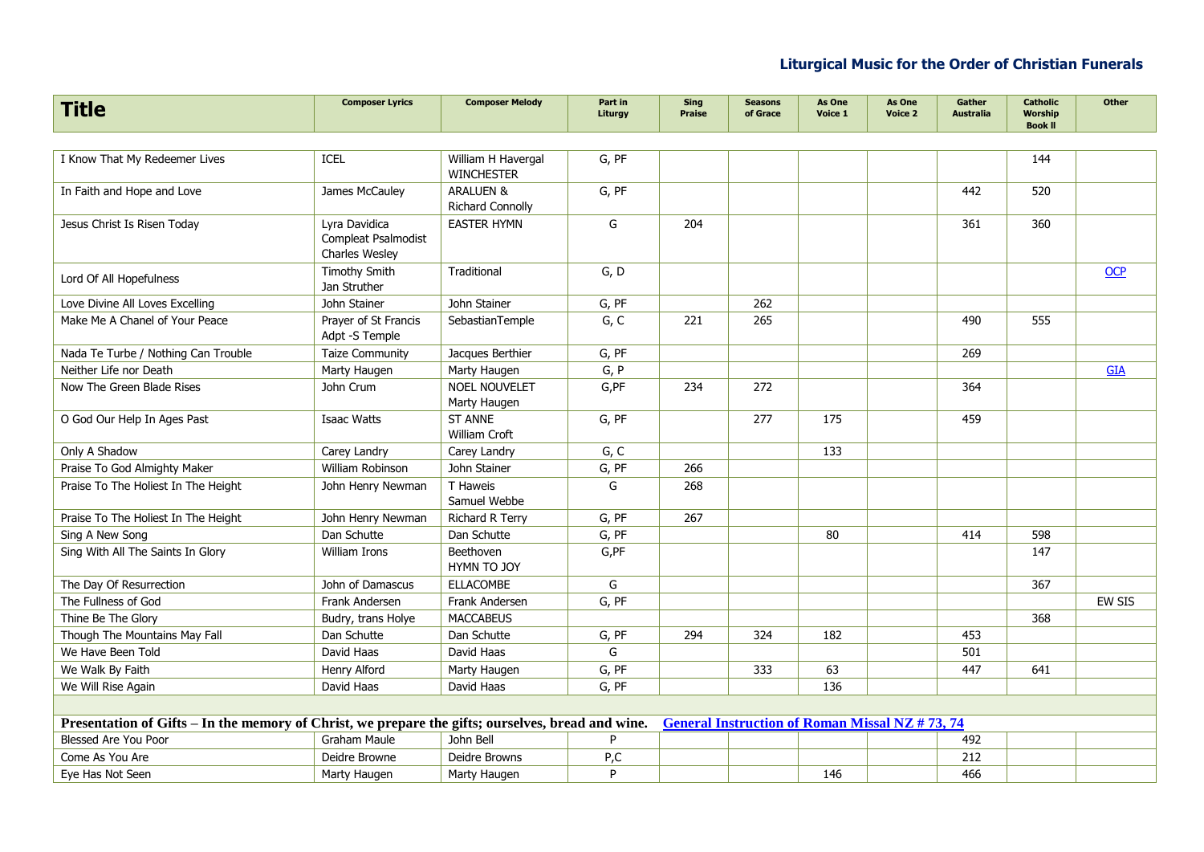## Liturgical Music for the Order of Christian Funerals

| Title | Composer Lyrics | Composer Melody | Part in Liturgy | Sing Praise | Seasons of Grace | As One Voice 1 | As One Voice 2 | Gather Australia | Catholic Worship Book II | Other |
|---|---|---|---|---|---|---|---|---|---|---|
| I Know That My Redeemer Lives | ICEL | William H Havergal WINCHESTER | G, PF | | | | | | 144 | |
| In Faith and Hope and Love | James McCauley | ARALUEN & Richard Connolly | G, PF | | | | | 442 | 520 | |
| Jesus Christ Is Risen Today | Lyra Davidica Compleat Psalmodist Charles Wesley | EASTER HYMN | G | 204 | | | | 361 | 360 | |
| Lord Of All Hopefulness | Timothy Smith Jan Struther | Traditional | G, D | | | | | | | OCP |
| Love Divine All Loves Excelling | John Stainer | John Stainer | G, PF | | 262 | | | | | |
| Make Me A Chanel of Your Peace | Prayer of St Francis Adpt -S Temple | SebastianTemple | G, C | 221 | 265 | | | 490 | 555 | |
| Nada Te Turbe / Nothing Can Trouble | Taize Community | Jacques Berthier | G, PF | | | | | 269 | | |
| Neither Life nor Death | Marty Haugen | Marty Haugen | G, P | | | | | | | GIA |
| Now The Green Blade Rises | John Crum | NOEL NOUVELET Marty Haugen | G,PF | 234 | 272 | | | 364 | | |
| O God Our Help In Ages Past | Isaac Watts | ST ANNE William Croft | G, PF | | 277 | 175 | | 459 | | |
| Only A Shadow | Carey Landry | Carey Landry | G, C | | | 133 | | | | |
| Praise To God Almighty Maker | William Robinson | John Stainer | G, PF | 266 | | | | | | |
| Praise To The Holiest In The Height | John Henry Newman | T Haweis Samuel Webbe | G | 268 | | | | | | |
| Praise To The Holiest In The Height | John Henry Newman | Richard R Terry | G, PF | 267 | | | | | | |
| Sing A New Song | Dan Schutte | Dan Schutte | G, PF | | | 80 | | 414 | 598 | |
| Sing With All The Saints In Glory | William Irons | Beethoven HYMN TO JOY | G,PF | | | | | | 147 | |
| The Day Of Resurrection | John of Damascus | ELLACOMBE | G | | | | | | 367 | |
| The Fullness of God | Frank Andersen | Frank Andersen | G, PF | | | | | | | EW SIS |
| Thine Be The Glory | Budry, trans Holye | MACCABEUS | | | | | | | 368 | |
| Though The Mountains May Fall | Dan Schutte | Dan Schutte | G, PF | 294 | 324 | 182 | | 453 | | |
| We Have Been Told | David Haas | David Haas | G | | | | | 501 | | |
| We Walk By Faith | Henry Alford | Marty Haugen | G, PF | | 333 | 63 | | 447 | 641 | |
| We Will Rise Again | David Haas | David Haas | G, PF | | | 136 | | | | |
| | | | | | | | | | | |
| **Presentation of Gifts – In the memory of Christ, we prepare the gifts; ourselves, bread and wine.** **General Instruction of Roman Missal NZ # 73, 74** | | | | | | | | | | |
| Blessed Are You Poor | Graham Maule | John Bell | P | | | | | 492 | | |
| Come As You Are | Deidre Browne | Deidre Browns | P,C | | | | | 212 | | |
| Eye Has Not Seen | Marty Haugen | Marty Haugen | P | | | 146 | | 466 | | |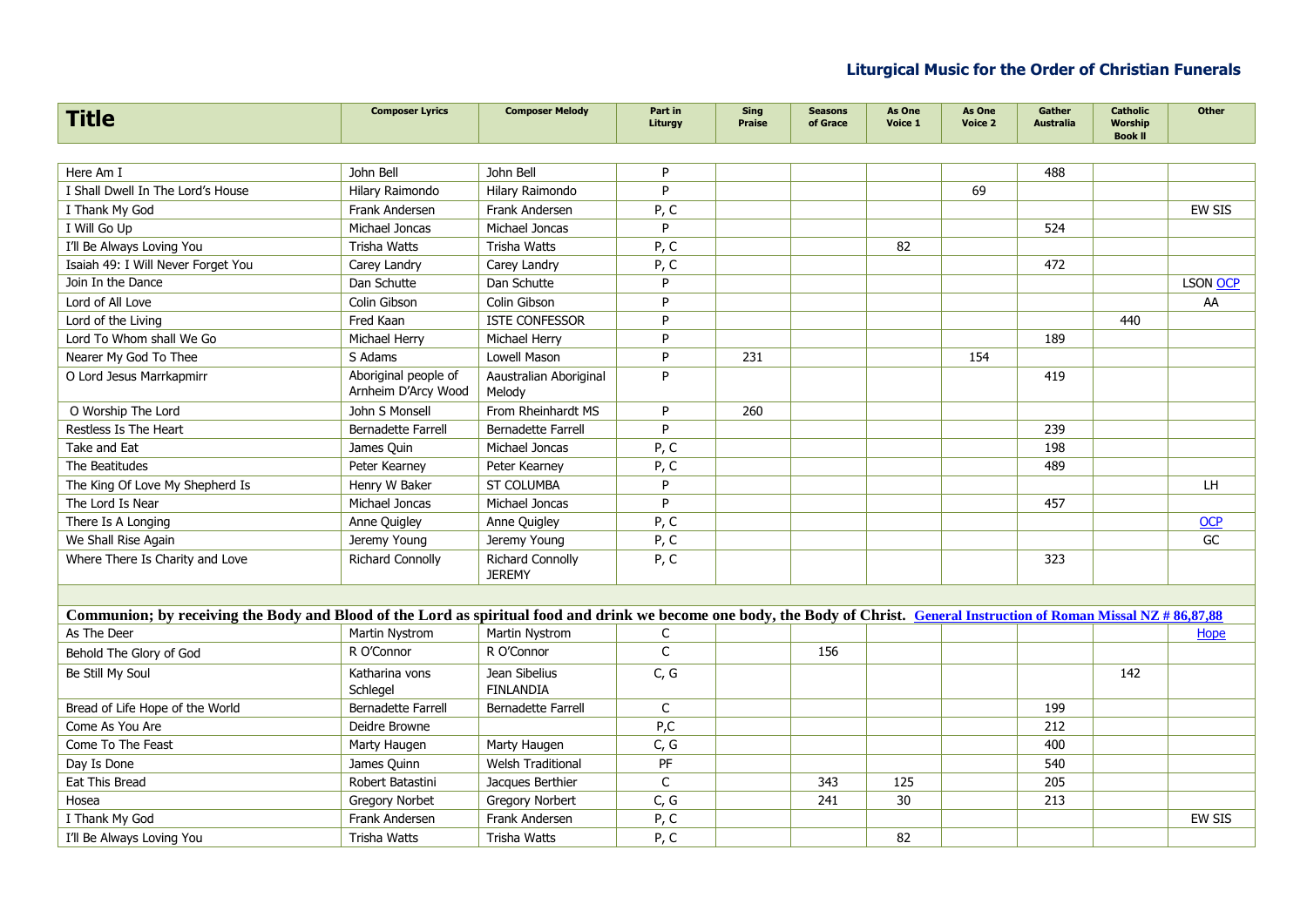## Liturgical Music for the Order of Christian Funerals

| Title | Composer Lyrics | Composer Melody | Part in Liturgy | Sing Praise | Seasons of Grace | As One Voice 1 | As One Voice 2 | Gather Australia | Catholic Worship Book II | Other |
|---|---|---|---|---|---|---|---|---|---|---|
| Here Am I | John Bell | John Bell | P | | | | | 488 | | |
| I Shall Dwell In The Lord's House | Hilary Raimondo | Hilary Raimondo | P | | | | 69 | | | |
| I Thank My God | Frank Andersen | Frank Andersen | P, C | | | | | | | EW SIS |
| I Will Go Up | Michael Joncas | Michael Joncas | P | | | | | 524 | | |
| I'll Be Always Loving You | Trisha Watts | Trisha Watts | P, C | | | 82 | | | | |
| Isaiah 49: I Will Never Forget You | Carey Landry | Carey Landry | P, C | | | | | 472 | | |
| Join In the Dance | Dan Schutte | Dan Schutte | P | | | | | | | LSON OCP |
| Lord of All Love | Colin Gibson | Colin Gibson | P | | | | | | | AA |
| Lord of the Living | Fred Kaan | ISTE CONFESSOR | P | | | | | | 440 | |
| Lord To Whom shall We Go | Michael Herry | Michael Herry | P | | | | | 189 | | |
| Nearer My God To Thee | S Adams | Lowell Mason | P | 231 | | | 154 | | | |
| O Lord Jesus Marrkapmirr | Aboriginal people of Arnheim D'Arcy Wood | Aaustralian Aboriginal Melody | P | | | | | 419 | | |
| O Worship The Lord | John S Monsell | From Rheinhardt MS | P | 260 | | | | | | |
| Restless Is The Heart | Bernadette Farrell | Bernadette Farrell | P | | | | | 239 | | |
| Take and Eat | James Quin | Michael Joncas | P, C | | | | | 198 | | |
| The Beatitudes | Peter Kearney | Peter Kearney | P, C | | | | | 489 | | |
| The King Of Love My Shepherd Is | Henry W Baker | ST COLUMBA | P | | | | | | | LH |
| The Lord Is Near | Michael Joncas | Michael Joncas | P | | | | | 457 | | |
| There Is A Longing | Anne Quigley | Anne Quigley | P, C | | | | | | | OCP |
| We Shall Rise Again | Jeremy Young | Jeremy Young | P, C | | | | | | | GC |
| Where There Is Charity and Love | Richard Connolly | Richard Connolly JEREMY | P, C | | | | | 323 | | |
| | | | | | | | | | | |
| **Communion; by receiving the Body and Blood of the Lord as spiritual food and drink we become one body, the Body of Christ.** General Instruction of Roman Missal NZ # 86,87,88 | | | | | | | | | | |
| As The Deer | Martin Nystrom | Martin Nystrom | C | | | | | | | Hope |
| Behold The Glory of God | R O'Connor | R O'Connor | C | | 156 | | | | | |
| Be Still My Soul | Katharina vons Schlegel | Jean Sibelius FINLANDIA | C, G | | | | | | 142 | |
| Bread of Life Hope of the World | Bernadette Farrell | Bernadette Farrell | C | | | | | 199 | | |
| Come As You Are | Deidre Browne | | P,C | | | | | 212 | | |
| Come To The Feast | Marty Haugen | Marty Haugen | C, G | | | | | 400 | | |
| Day Is Done | James Quinn | Welsh Traditional | PF | | | | | 540 | | |
| Eat This Bread | Robert Batastini | Jacques Berthier | C | | 343 | 125 | | 205 | | |
| Hosea | Gregory Norbet | Gregory Norbert | C, G | | 241 | 30 | | 213 | | |
| I Thank My God | Frank Andersen | Frank Andersen | P, C | | | | | | | EW SIS |
| I'll Be Always Loving You | Trisha Watts | Trisha Watts | P, C | | | 82 | | | | |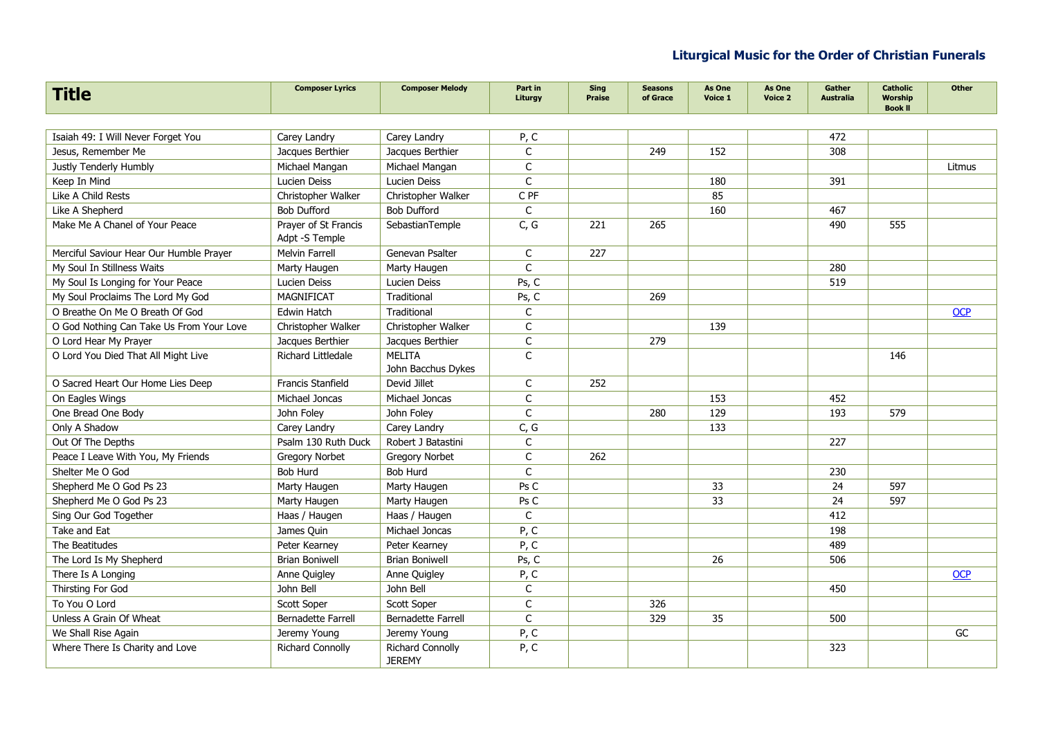## Liturgical Music for the Order of Christian Funerals

| Title | Composer Lyrics | Composer Melody | Part in Liturgy | Sing Praise | Seasons of Grace | As One Voice 1 | As One Voice 2 | Gather Australia | Catholic Worship Book II | Other |
|---|---|---|---|---|---|---|---|---|---|---|
| Isaiah 49: I Will Never Forget You | Carey Landry | Carey Landry | P, C | | | | | 472 | | |
| Jesus, Remember Me | Jacques Berthier | Jacques Berthier | C | | 249 | 152 | | 308 | | |
| Justly Tenderly Humbly | Michael Mangan | Michael Mangan | C | | | | | | | Litmus |
| Keep In Mind | Lucien Deiss | Lucien Deiss | C | | | 180 | | 391 | | |
| Like A Child Rests | Christopher Walker | Christopher Walker | C PF | | | 85 | | | | |
| Like A Shepherd | Bob Dufford | Bob Dufford | C | | | 160 | | 467 | | |
| Make Me A Chanel of Your Peace | Prayer of St Francis Adpt -S Temple | SebastianTemple | C, G | 221 | 265 | | | 490 | 555 | |
| Merciful Saviour Hear Our Humble Prayer | Melvin Farrell | Genevan Psalter | C | 227 | | | | | | |
| My Soul In Stillness Waits | Marty Haugen | Marty Haugen | C | | | | | 280 | | |
| My Soul Is Longing for Your Peace | Lucien Deiss | Lucien Deiss | Ps, C | | | | | 519 | | |
| My Soul Proclaims The Lord My God | MAGNIFICAT | Traditional | Ps, C | | 269 | | | | | |
| O Breathe On Me O Breath Of God | Edwin Hatch | Traditional | C | | | | | | | OCP |
| O God Nothing Can Take Us From Your Love | Christopher Walker | Christopher Walker | C | | | 139 | | | | |
| O Lord Hear My Prayer | Jacques Berthier | Jacques Berthier | C | | 279 | | | | | |
| O Lord You Died That All Might Live | Richard Littledale | MELITA John Bacchus Dykes | C | | | | | | 146 | |
| O Sacred Heart Our Home Lies Deep | Francis Stanfield | Devid Jillet | C | 252 | | | | | | |
| On Eagles Wings | Michael Joncas | Michael Joncas | C | | | 153 | | 452 | | |
| One Bread One Body | John Foley | John Foley | C | | 280 | 129 | | 193 | 579 | |
| Only A Shadow | Carey Landry | Carey Landry | C, G | | | 133 | | | | |
| Out Of The Depths | Psalm 130 Ruth Duck | Robert J Batastini | C | | | | | 227 | | |
| Peace I Leave With You, My Friends | Gregory Norbet | Gregory Norbet | C | 262 | | | | | | |
| Shelter Me O God | Bob Hurd | Bob Hurd | C | | | | | 230 | | |
| Shepherd Me O God Ps 23 | Marty Haugen | Marty Haugen | Ps C | | | 33 | | 24 | 597 | |
| Shepherd Me O God Ps 23 | Marty Haugen | Marty Haugen | Ps C | | | 33 | | 24 | 597 | |
| Sing Our God Together | Haas / Haugen | Haas / Haugen | C | | | | | 412 | | |
| Take and Eat | James Quin | Michael Joncas | P, C | | | | | 198 | | |
| The Beatitudes | Peter Kearney | Peter Kearney | P, C | | | | | 489 | | |
| The Lord Is My Shepherd | Brian Boniwell | Brian Boniwell | Ps, C | | | 26 | | 506 | | |
| There Is A Longing | Anne Quigley | Anne Quigley | P, C | | | | | | | OCP |
| Thirsting For God | John Bell | John Bell | C | | | | | 450 | | |
| To You O Lord | Scott Soper | Scott Soper | C | | 326 | | | | | |
| Unless A Grain Of Wheat | Bernadette Farrell | Bernadette Farrell | C | | 329 | 35 | | 500 | | |
| We Shall Rise Again | Jeremy Young | Jeremy Young | P, C | | | | | | | GC |
| Where There Is Charity and Love | Richard Connolly | Richard Connolly JEREMY | P, C | | | | | 323 | | |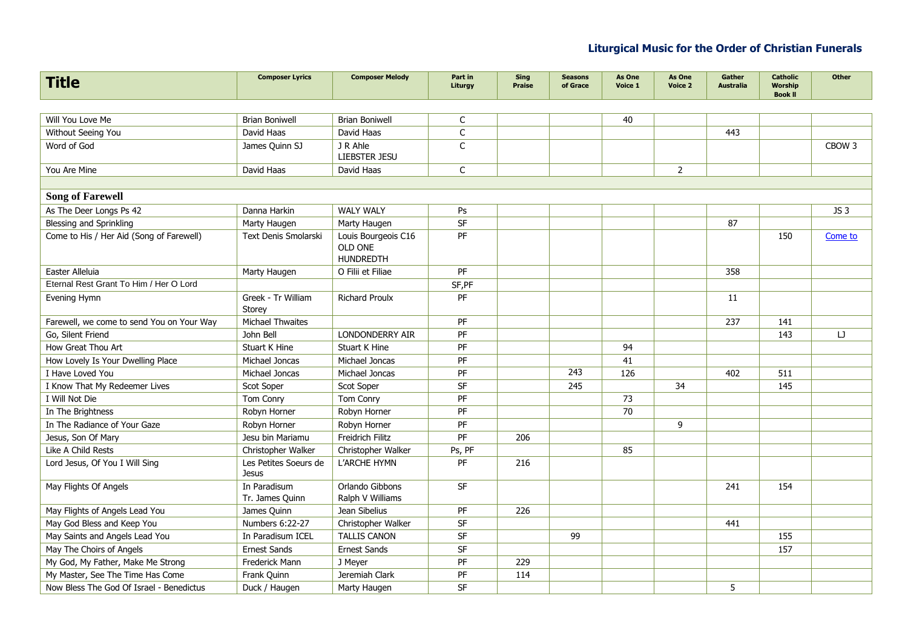## Liturgical Music for the Order of Christian Funerals

| Title | Composer Lyrics | Composer Melody | Part in Liturgy | Sing Praise | Seasons of Grace | As One Voice 1 | As One Voice 2 | Gather Australia | Catholic Worship Book II | Other |
|---|---|---|---|---|---|---|---|---|---|---|
| Will You Love Me | Brian Boniwell | Brian Boniwell | C | | | 40 | | | | |
| Without Seeing You | David Haas | David Haas | C | | | | | 443 | | |
| Word of God | James Quinn SJ | J R Ahle LIEBSTER JESU | C | | | | | | | CBOW 3 |
| You Are Mine | David Haas | David Haas | C | | | | 2 | | | |
| | | | | | | | | | | |
| **Song of Farewell** | | | | | | | | | | |
| As The Deer Longs Ps 42 | Danna Harkin | WALY WALY | Ps | | | | | | | JS 3 |
| Blessing and Sprinkling | Marty Haugen | Marty Haugen | SF | | | | | 87 | | |
| Come to His / Her Aid (Song of Farewell) | Text Denis Smolarski | Louis Bourgeois C16 OLD ONE HUNDREDTH | PF | | | | | | 150 | Come to |
| Easter Alleluia | Marty Haugen | O Filii et Filiae | PF | | | | | 358 | | |
| Eternal Rest Grant To Him / Her O Lord | | | SF,PF | | | | | | | |
| Evening Hymn | Greek - Tr William Storey | Richard Proulx | PF | | | | | 11 | | |
| Farewell, we come to send You on Your Way | Michael Thwaites | | PF | | | | | 237 | 141 | |
| Go, Silent Friend | John Bell | LONDONDERRY AIR | PF | | | | | | 143 | LJ |
| How Great Thou Art | Stuart K Hine | Stuart K Hine | PF | | | 94 | | | | |
| How Lovely Is Your Dwelling Place | Michael Joncas | Michael Joncas | PF | | | 41 | | | | |
| I Have Loved You | Michael Joncas | Michael Joncas | PF | | 243 | 126 | | 402 | 511 | |
| I Know That My Redeemer Lives | Scot Soper | Scot Soper | SF | | 245 | | 34 | | 145 | |
| I Will Not Die | Tom Conry | Tom Conry | PF | | | 73 | | | | |
| In The Brightness | Robyn Horner | Robyn Horner | PF | | | 70 | | | | |
| In The Radiance of Your Gaze | Robyn Horner | Robyn Horner | PF | | | | 9 | | | |
| Jesus, Son Of Mary | Jesu bin Mariamu | Freidrich Filitz | PF | 206 | | | | | | |
| Like A Child Rests | Christopher Walker | Christopher Walker | Ps, PF | | | 85 | | | | |
| Lord Jesus, Of You I Will Sing | Les Petites Soeurs de Jesus | L'ARCHE HYMN | PF | 216 | | | | | | |
| May Flights Of Angels | In Paradisum Tr. James Quinn | Orlando Gibbons Ralph V Williams | SF | | | | | 241 | 154 | |
| May Flights of Angels Lead You | James Quinn | Jean Sibelius | PF | 226 | | | | | | |
| May God Bless and Keep You | Numbers 6:22-27 | Christopher Walker | SF | | | | | 441 | | |
| May Saints and Angels Lead You | In Paradisum ICEL | TALLIS CANON | SF | | 99 | | | | 155 | |
| May The Choirs of Angels | Ernest Sands | Ernest Sands | SF | | | | | | 157 | |
| My God, My Father, Make Me Strong | Frederick Mann | J Meyer | PF | 229 | | | | | | |
| My Master, See The Time Has Come | Frank Quinn | Jeremiah Clark | PF | 114 | | | | | | |
| Now Bless The God Of Israel - Benedictus | Duck / Haugen | Marty Haugen | SF | | | | | 5 | | |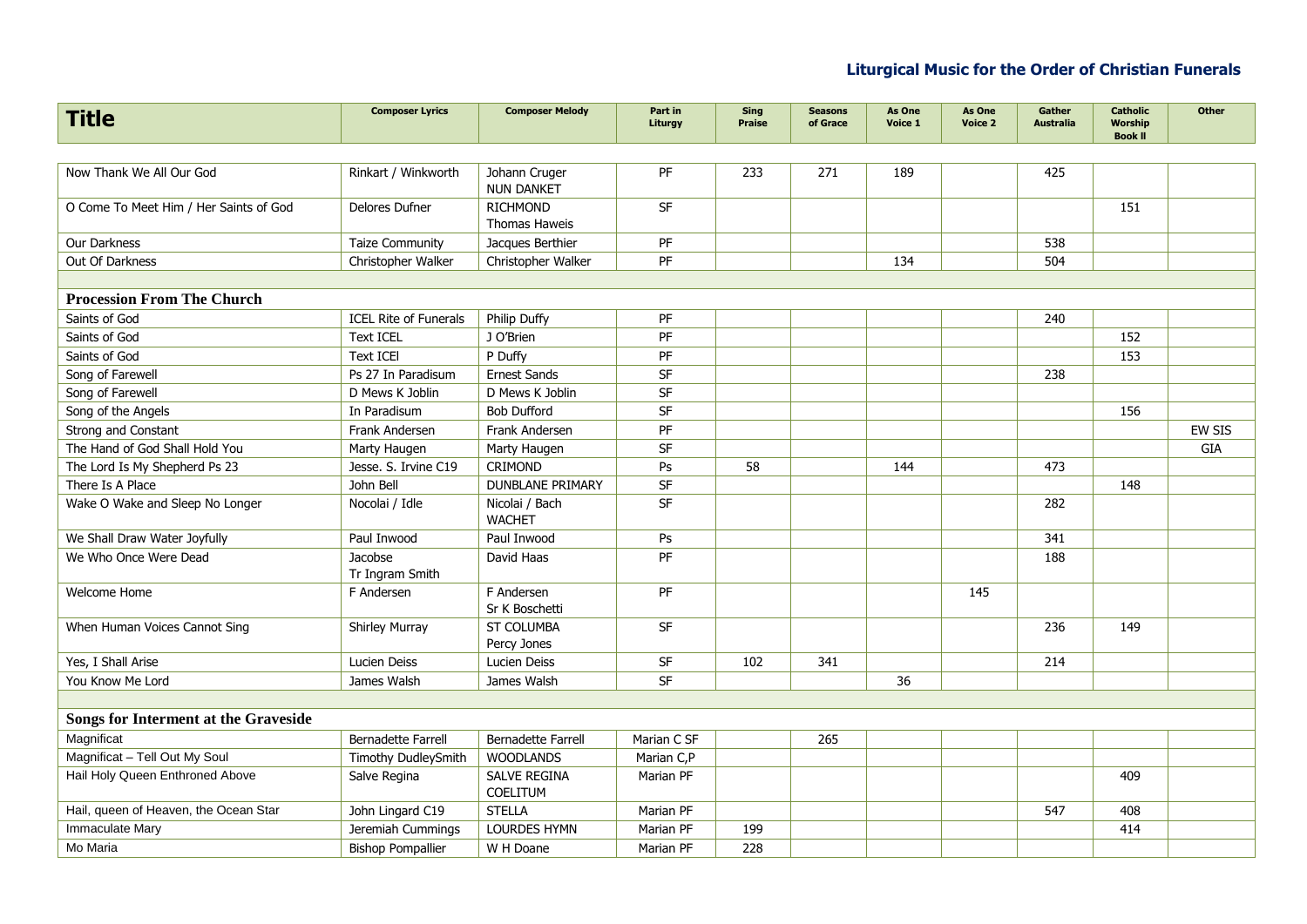## Liturgical Music for the Order of Christian Funerals

| Title | Composer Lyrics | Composer Melody | Part in Liturgy | Sing Praise | Seasons of Grace | As One Voice 1 | As One Voice 2 | Gather Australia | Catholic Worship Book II | Other |
|---|---|---|---|---|---|---|---|---|---|---|
| Now Thank We All Our God | Rinkart / Winkworth | Johann Cruger NUN DANKET | PF | 233 | 271 | 189 | | 425 | | |
| O Come To Meet Him / Her Saints of God | Delores Dufner | RICHMOND Thomas Haweis | SF | | | | | | 151 | |
| Our Darkness | Taize Community | Jacques Berthier | PF | | | | | 538 | | |
| Out Of Darkness | Christopher Walker | Christopher Walker | PF | | | 134 | | 504 | | |
| **Procession From The Church** | | | | | | | | | | |
| Saints of God | ICEL Rite of Funerals | Philip Duffy | PF | | | | | 240 | | |
| Saints of God | Text ICEL | J O'Brien | PF | | | | | | 152 | |
| Saints of God | Text ICEl | P Duffy | PF | | | | | | 153 | |
| Song of Farewell | Ps 27 In Paradisum | Ernest Sands | SF | | | | | 238 | | |
| Song of Farewell | D Mews K Joblin | D Mews K Joblin | SF | | | | | | | |
| Song of the Angels | In Paradisum | Bob Dufford | SF | | | | | | 156 | |
| Strong and Constant | Frank Andersen | Frank Andersen | PF | | | | | | | EW SIS |
| The Hand of God Shall Hold You | Marty Haugen | Marty Haugen | SF | | | | | | | GIA |
| The Lord Is My Shepherd Ps 23 | Jesse. S. Irvine C19 | CRIMOND | Ps | 58 | | 144 | | 473 | | |
| There Is A Place | John Bell | DUNBLANE PRIMARY | SF | | | | | | 148 | |
| Wake O Wake and Sleep No Longer | Nocolai / Idle | Nicolai / Bach WACHET | SF | | | | | 282 | | |
| We Shall Draw Water Joyfully | Paul Inwood | Paul Inwood | Ps | | | | | 341 | | |
| We Who Once Were Dead | Jacobse Tr Ingram Smith | David Haas | PF | | | | | 188 | | |
| Welcome Home | F Andersen | F Andersen Sr K Boschetti | PF | | | | 145 | | | |
| When Human Voices Cannot Sing | Shirley Murray | ST COLUMBA Percy Jones | SF | | | | | 236 | 149 | |
| Yes, I Shall Arise | Lucien Deiss | Lucien Deiss | SF | 102 | 341 | | | 214 | | |
| You Know Me Lord | James Walsh | James Walsh | SF | | | 36 | | | | |
| **Songs for Interment at the Graveside** | | | | | | | | | | |
| Magnificat | Bernadette Farrell | Bernadette Farrell | Marian C SF | | 265 | | | | | |
| Magnificat – Tell Out My Soul | Timothy DudleySmith | WOODLANDS | Marian C,P | | | | | | | |
| Hail Holy Queen Enthroned Above | Salve Regina | SALVE REGINA COELITUM | Marian PF | | | | | | 409 | |
| Hail, queen of Heaven, the Ocean Star | John Lingard C19 | STELLA | Marian PF | | | | | 547 | 408 | |
| Immaculate Mary | Jeremiah Cummings | LOURDES HYMN | Marian PF | 199 | | | | | 414 | |
| Mo Maria | Bishop Pompallier | W H Doane | Marian PF | 228 | | | | | | |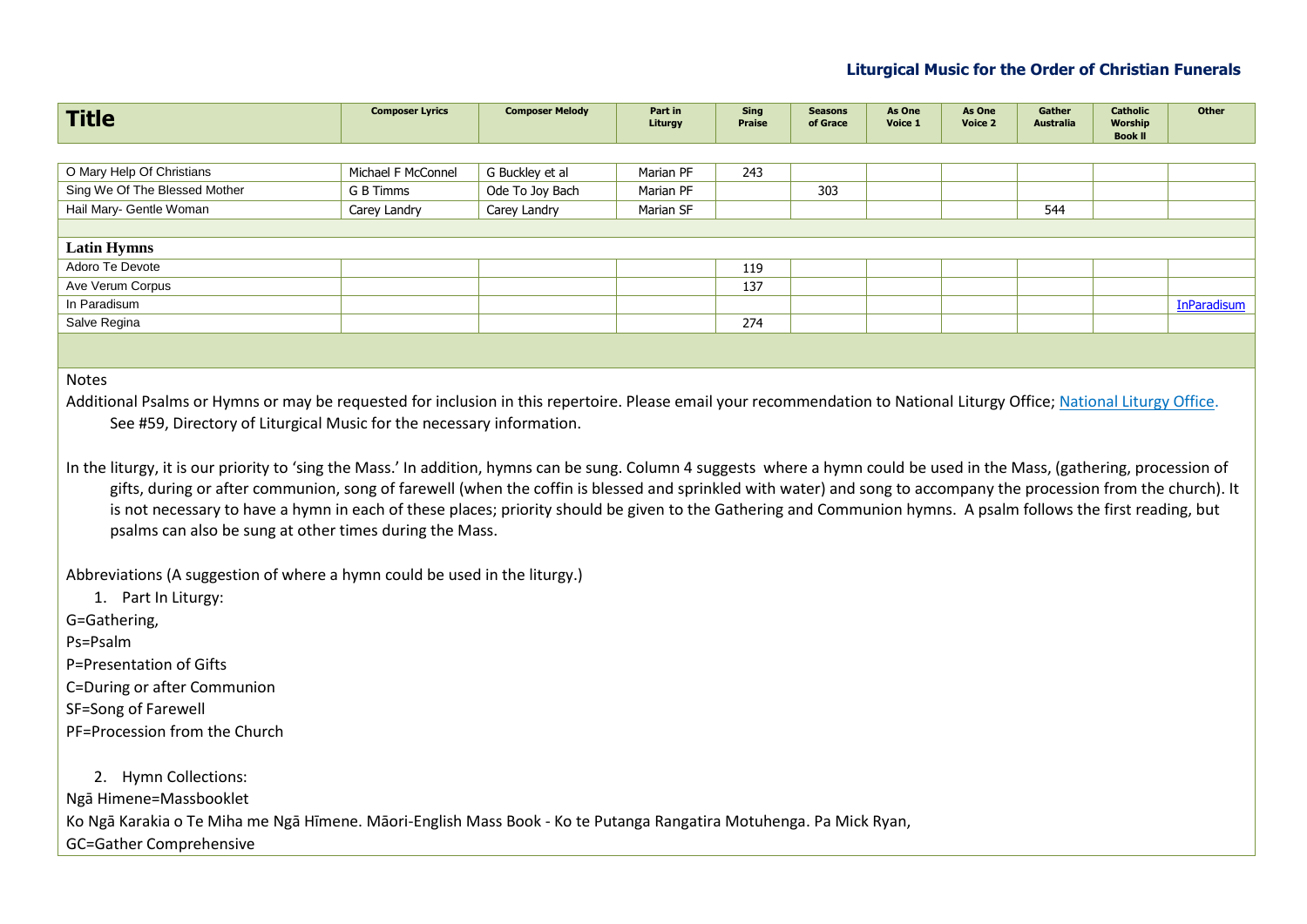The heading "Liturgical Music for the Order of Christian Funerals" is a running header and is omitted.

| Title | Composer Lyrics | Composer Melody | Part in Liturgy | Sing Praise | Seasons of Grace | As One Voice 1 | As One Voice 2 | Gather Australia | Catholic Worship Book II | Other |
|---|---|---|---|---|---|---|---|---|---|---|
| O Mary Help Of Christians | Michael F McConnel | G Buckley et al | Marian PF | 243 | | | | | | |
| Sing We Of The Blessed Mother | G B Timms | Ode To Joy Bach | Marian PF | | 303 | | | | | |
| Hail Mary- Gentle Woman | Carey Landry | Carey Landry | Marian SF | | | | | 544 | | |
| **Latin Hymns** | | | | | | | | | | |
| Adoro Te Devote | | | | 119 | | | | | | |
| Ave Verum Corpus | | | | 137 | | | | | | |
| In Paradisum | | | | | | | | | | InParadisum |
| Salve Regina | | | | 274 | | | | | | |

Notes

Additional Psalms or Hymns or may be requested for inclusion in this repertoire. Please email your recommendation to National Liturgy Office; National Liturgy Office. See #59, Directory of Liturgical Music for the necessary information.

In the liturgy, it is our priority to 'sing the Mass.' In addition, hymns can be sung. Column 4 suggests where a hymn could be used in the Mass, (gathering, procession of gifts, during or after communion, song of farewell (when the coffin is blessed and sprinkled with water) and song to accompany the procession from the church). It is not necessary to have a hymn in each of these places; priority should be given to the Gathering and Communion hymns. A psalm follows the first reading, but psalms can also be sung at other times during the Mass.

Abbreviations (A suggestion of where a hymn could be used in the liturgy.)

1. Part In Liturgy:

G=Gathering,

Ps=Psalm

P=Presentation of Gifts

C=During or after Communion

SF=Song of Farewell

PF=Procession from the Church

2. Hymn Collections:

Ngā Himene=Massbooklet

Ko Ngā Karakia o Te Miha me Ngā Hīmene. Māori-English Mass Book - Ko te Putanga Rangatira Motuhenga. Pa Mick Ryan,

GC=Gather Comprehensive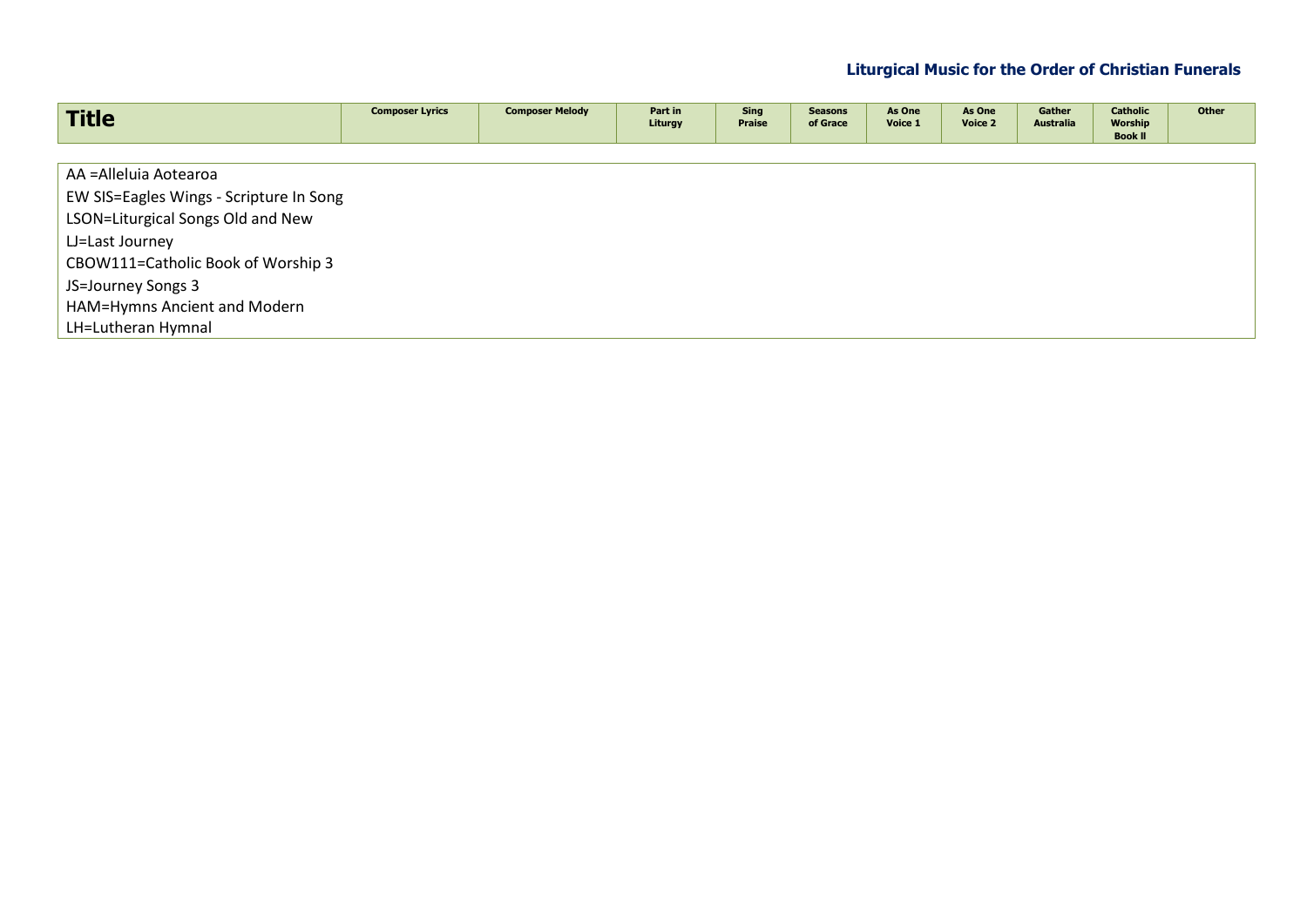| Title | Composer Lyrics | Composer Melody | Part in Liturgy | Sing Praise | Seasons of Grace | As One Voice 1 | As One Voice 2 | Gather Australia | Catholic Worship Book II | Other |
|---|---|---|---|---|---|---|---|---|---|---|

AA =Alleluia Aotearoa

EW SIS=Eagles Wings - Scripture In Song

LSON=Liturgical Songs Old and New

LJ=Last Journey

CBOW111=Catholic Book of Worship 3

JS=Journey Songs 3

HAM=Hymns Ancient and Modern

LH=Lutheran Hymnal